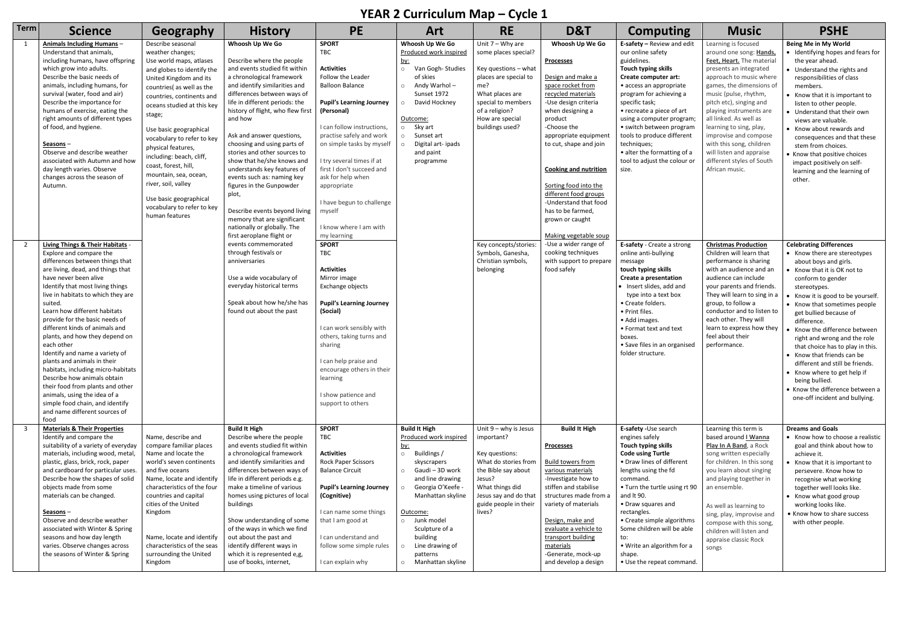# YEAR 2 Curriculum Map – Cycle 1

| Term | Science | Geography | History | PE | Art | RE | D&T | Computing | Music | PSHE |
|---|---|---|---|---|---|---|---|---|---|---|
| 1 | **Animals Including Humans** – Understand that animals, including humans, have offspring which grow into adults. Describe the basic needs of animals, including humans, for survival (water, food and air) Describe the importance for humans of exercise, eating the right amounts of different types of food, and hygiene.<br><br>**Seasons** – Observe and describe weather associated with Autumn and how day length varies. Observe changes across the season of Autumn. | Describe seasonal weather changes; Use world maps, atlases and globes to identify the United Kingdom and its countries( as well as the countries, continents and oceans studied at this key stage;<br><br>Use basic geographical vocabulary to refer to key physical features, including: beach, cliff, coast, forest, hill, mountain, sea, ocean, river, soil, valley<br><br>Use basic geographical vocabulary to refer to key human features | **Whoosh Up We Go**<br><br>Describe where the people and events studied fit within a chronological framework and identify similarities and differences between ways of life in different periods: the history of flight, who flew first and how<br><br>Ask and answer questions, choosing and using parts of stories and other sources to show that he/she knows and understands key features of events such as: naming key figures in the Gunpowder plot,<br><br>Describe events beyond living memory that are significant nationally or globally. The first aeroplane flight or events commemorated through festivals or anniversaries<br><br>Use a wide vocabulary of everyday historical terms<br><br>Speak about how he/she has found out about the past | **SPORT**<br>TBC<br><br>**Activities**<br>Follow the Leader<br>Balloon Balance<br><br>**Pupil's Learning Journey (Personal)**<br><br>I can follow instructions, practise safely and work on simple tasks by myself<br><br>I try several times if at first I don't succeed and ask for help when appropriate<br><br>I have begun to challenge myself<br><br>I know where I am with my learning | **Whoosh Up We Go**<br>Produced work inspired by:<br>○ Van Gogh- Studies of skies<br>○ Andy Warhol – Sunset 1972<br>○ David Hockney<br><br>Outcome:<br>○ Sky art<br>○ Sunset art<br>○ Digital art- ipads and paint programme | Unit 7 – Why are some places special?<br><br>Key questions – what places are special to me?<br>What places are special to members of a religion?<br>How are special buildings used? | **Whoosh Up We Go**<br><br>**Processes**<br><br>Design and make a space rocket from recycled materials<br>-Use design criteria when designing a product<br>-Choose the appropriate equipment to cut, shape and join<br><br>**Cooking and nutrition**<br><br>Sorting food into the different food groups<br>-Understand that food has to be farmed, grown or caught<br><br>Making vegetable soup<br>-Use a wider range of cooking techniques with support to prepare food safely | **E-safety** – Review and edit our online safety guidelines.<br>**Touch typing skills**<br>**Create computer art:**<br>• access an appropriate program for achieving a specific task;<br>• recreate a piece of art using a computer program;<br>• switch between program tools to produce different techniques;<br>• alter the formatting of a tool to adjust the colour or size. | Learning is focused around one song: **Hands, Feet, Heart.** The material presents an integrated approach to music where games, the dimensions of music (pulse, rhythm, pitch etc), singing and playing instruments are all linked. As well as learning to sing, play, improvise and compose with this song, children will listen and appraise different styles of South African music. | **Being Me in My World**<br>• Identifying hopes and fears for the year ahead.<br>• Understand the rights and responsibilities of class members.<br>• Know that it is important to listen to other people.<br>• Understand that their own views are valuable.<br>• Know about rewards and consequences and that these stem from choices.<br>• Know that positive choices impact positively on self-learning and the learning of other. |
| 2 | **Living Things & Their Habitats** - Explore and compare the differences between things that are living, dead, and things that have never been alive<br>Identify that most living things live in habitats to which they are suited.<br>Learn how different habitats provide for the basic needs of different kinds of animals and plants, and how they depend on each other<br>Identify and name a variety of plants and animals in their habitats, including micro-habitats<br>Describe how animals obtain their food from plants and other animals, using the idea of a simple food chain, and identify and name different sources of food | | | **SPORT**<br>TBC<br><br>**Activities**<br>Mirror image<br>Exchange objects<br><br>**Pupil's Learning Journey (Social)**<br><br>I can work sensibly with others, taking turns and sharing<br><br>I can help praise and encourage others in their learning<br><br>I show patience and support to others | | Key concepts/stories: Symbols, Ganesha, Christian symbols, belonging | | **E-safety** - Create a strong online anti-bullying message<br>**touch typing skills**<br>**Create a presentation**<br>• Insert slides, add and type into a text box<br>• Create folders.<br>• Print files.<br>• Add images.<br>• Format text and text boxes.<br>• Save files in an organised folder structure. | **Christmas Production**<br>Children will learn that performance is sharing with an audience and an audience can include your parents and friends. They will learn to sing in a group, to follow a conductor and to listen to each other. They will learn to express how they feel about their performance. | **Celebrating Differences**<br>• Know there are stereotypes about boys and girls.<br>• Know that it is OK not to conform to gender stereotypes.<br>• Know it is good to be yourself.<br>• Know that sometimes people get bullied because of difference.<br>• Know the difference between right and wrong and the role that choice has to play in this.<br>• Know that friends can be different and still be friends.<br>• Know where to get help if being bullied.<br>• Know the difference between a one-off incident and bullying. |
| 3 | **Materials & Their Properties**<br>Identify and compare the suitability of a variety of everyday materials, including wood, metal, plastic, glass, brick, rock, paper and cardboard for particular uses. Describe how the shapes of solid objects made from some materials can be changed.<br><br>**Seasons** – Observe and describe weather associated with Winter & Spring seasons and how day length varies. Observe changes across the seasons of Winter & Spring | Name, describe and compare familiar places<br>Name and locate the world's seven continents and five oceans<br>Name, locate and identify characteristics of the four countries and capital cities of the United Kingdom<br><br>Name, locate and identify characteristics of the seas surrounding the United Kingdom | **Build It High**<br>Describe where the people and events studied fit within a chronological framework and identify similarities and differences between ways of life in different periods e.g. make a timeline of various homes using pictures of local buildings<br><br>Show understanding of some of the ways in which we find out about the past and identify different ways in which it is represented e,g, use of books, internet, | **SPORT**<br>TBC<br><br>**Activities**<br>Rock Paper Scissors<br>Balance Circuit<br><br>**Pupil's Learning Journey (Cognitive)**<br><br>I can name some things that I am good at<br><br>I can understand and follow some simple rules<br><br>I can explain why | **Build It High**<br>Produced work inspired by:<br>○ Buildings / skyscrapers<br>○ Gaudi – 3D work and line drawing<br>○ Georgia O'Keefe - Manhattan skyline<br><br>Outcome:<br>○ Junk model Sculpture of a building<br>○ Line drawing of patterns<br>○ Manhattan skyline | Unit 9 – why is Jesus important?<br><br>Key questions: What do stories from the Bible say about Jesus?<br>What things did Jesus say and do that guide people in their lives? | **Build It High**<br><br>**Processes**<br><br>Build towers from various materials<br>-Investigate how to stiffen and stabilise structures made from a variety of materials<br><br>Design, make and evaluate a vehicle to transport building materials<br>-Generate, mock-up and develop a design | **E-safety** -Use search engines safely<br>**Touch typing skills**<br>**Code using Turtle**<br>• Draw lines of different lengths using the fd command.<br>• Turn the turtle using rt 90 and lt 90.<br>• Draw squares and rectangles.<br>• Create simple algorithms Some children will be able to:<br>• Write an algorithm for a shape.<br>• Use the repeat command. | Learning this term is based around **I Wanna Play In A Band**, a Rock song written especially for children. In this song you learn about singing and playing together in an ensemble.<br><br>As well as learning to sing, play, improvise and compose with this song, children will listen and appraise classic Rock songs | **Dreams and Goals**<br>• Know how to choose a realistic goal and think about how to achieve it.<br>• Know that it is important to persevere. Know how to recognise what working together well looks like.<br>• Know what good group working looks like.<br>• Know how to share success with other people. |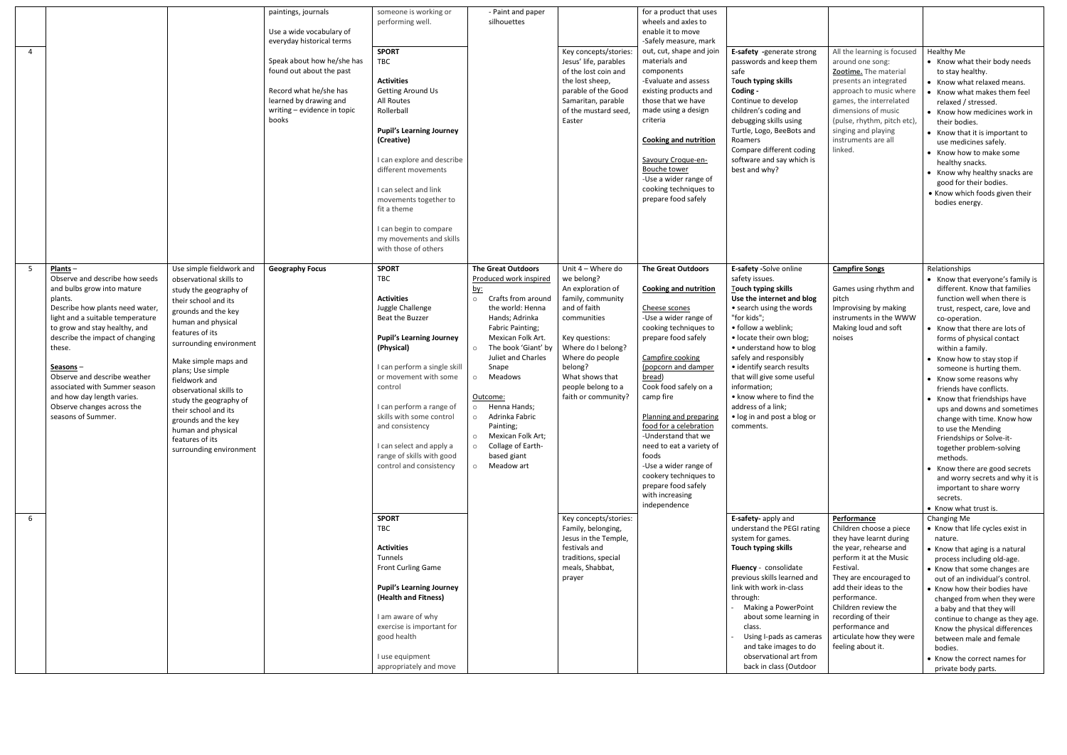| | | | | | | | | | | |
|---|---|---|---|---|---|---|---|---|---|---|
| | | | paintings, journals<br><br>Use a wide vocabulary of everyday historical terms | someone is working or performing well. | - Paint and paper silhouettes | | for a product that uses wheels and axles to enable it to move<br>-Safely measure, mark | | | |
| 4 | | | Speak about how he/she has found out about the past<br><br>Record what he/she has learned by drawing and writing – evidence in topic books | **SPORT**<br>TBC<br><br>**Activities**<br>Getting Around Us<br>All Routes<br>Rollerball<br><br>**Pupil's Learning Journey (Creative)**<br><br>I can explore and describe different movements<br><br>I can select and link movements together to fit a theme<br><br>I can begin to compare my movements and skills with those of others | | Key concepts/stories: Jesus' life, parables of the lost coin and the lost sheep, parable of the Good Samaritan, parable of the mustard seed, Easter | out, cut, shape and join materials and components<br>-Evaluate and assess existing products and those that we have made using a design criteria<br><br>**Cooking and nutrition**<br><br>Savoury Croque-en-Bouche tower<br>-Use a wider range of cooking techniques to prepare food safely | **E-safety** -generate strong passwords and keep them safe<br>**Touch typing skills**<br>**Coding** -<br>Continue to develop children's coding and debugging skills using Turtle, Logo, BeeBots and Roamers<br>Compare different coding software and say which is best and why? | All the learning is focused around one song: **Zootime.** The material presents an integrated approach to music where games, the interrelated dimensions of music (pulse, rhythm, pitch etc), singing and playing instruments are all linked. | Healthy Me<br>• Know what their body needs to stay healthy.<br>• Know what relaxed means.<br>• Know what makes them feel relaxed / stressed.<br>• Know how medicines work in their bodies.<br>• Know that it is important to use medicines safely.<br>• Know how to make some healthy snacks.<br>• Know why healthy snacks are good for their bodies.<br>• Know which foods given their bodies energy. |
| 5 | **Plants** –<br>Observe and describe how seeds and bulbs grow into mature plants.<br>Describe how plants need water, light and a suitable temperature to grow and stay healthy, and describe the impact of changing these.<br><br>**Seasons** –<br>Observe and describe weather associated with Summer season and how day length varies.<br>Observe changes across the seasons of Summer. | Use simple fieldwork and observational skills to study the geography of their school and its grounds and the key human and physical features of its surrounding environment<br><br>Make simple maps and plans; Use simple fieldwork and observational skills to study the geography of their school and its grounds and the key human and physical features of its surrounding environment | **Geography Focus** | **SPORT**<br>TBC<br><br>**Activities**<br>Juggle Challenge<br>Beat the Buzzer<br><br>**Pupil's Learning Journey (Physical)**<br><br>I can perform a single skill or movement with some control<br><br>I can perform a range of skills with some control and consistency<br><br>I can select and apply a range of skills with good control and consistency | **The Great Outdoors**<br>Produced work inspired by:<br>○ Crafts from around the world: Henna Hands; Adrinka Fabric Painting; Mexican Folk Art.<br>○ The book 'Giant' by Juliet and Charles Snape<br>○ Meadows<br><br>Outcome:<br>○ Henna Hands;<br>○ Adrinka Fabric Painting;<br>○ Mexican Folk Art;<br>○ Collage of Earth-based giant<br>○ Meadow art | Unit 4 – Where do we belong?<br>An exploration of family, community and of faith communities<br><br>Key questions:<br>Where do I belong?<br>Where do people belong?<br>What shows that people belong to a faith or community? | **The Great Outdoors**<br><br>**Cooking and nutrition**<br><br>Cheese scones<br>-Use a wider range of cooking techniques to prepare food safely<br><br>Campfire cooking (popcorn and damper bread)<br>Cook food safely on a camp fire<br><br>Planning and preparing food for a celebration<br>-Understand that we need to eat a variety of foods<br>-Use a wider range of cookery techniques to prepare food safely with increasing independence | **E-safety** -Solve online safety issues.<br>**Touch typing skills**<br>**Use the internet and blog**<br>• search using the words "for kids";<br>• follow a weblink;<br>• locate their own blog;<br>• understand how to blog safely and responsibly<br>• identify search results that will give some useful information;<br>• know where to find the address of a link;<br>• log in and post a blog or comments. | **Campfire Songs**<br><br>Games using rhythm and pitch<br>Improvising by making instruments in the WWW<br>Making loud and soft noises | Relationships<br>• Know that everyone's family is different. Know that families function well when there is trust, respect, care, love and co-operation.<br>• Know that there are lots of forms of physical contact within a family.<br>• Know how to stay stop if someone is hurting them.<br>• Know some reasons why friends have conflicts.<br>• Know that friendships have ups and downs and sometimes change with time. Know how to use the Mending Friendships or Solve-it-together problem-solving methods.<br>• Know there are good secrets and worry secrets and why it is important to share worry secrets.<br>• Know what trust is. |
| 6 | | | | **SPORT**<br>TBC<br><br>**Activities**<br>Tunnels<br>Front Curling Game<br><br>**Pupil's Learning Journey (Health and Fitness)**<br><br>I am aware of why exercise is important for good health<br><br>I use equipment appropriately and move | | Key concepts/stories: Family, belonging, Jesus in the Temple, festivals and traditions, special meals, Shabbat, prayer | | **E-safety**- apply and understand the PEGI rating system for games.<br>**Touch typing skills**<br><br>**Fluency** - consolidate previous skills learned and link with work in-class through:<br>- Making a PowerPoint about some learning in class.<br>- Using I-pads as cameras and take images to do observational art from back in class (Outdoor | **Performance**<br>Children choose a piece they have learnt during the year, rehearse and perform it at the Music Festival.<br>They are encouraged to add their ideas to the performance.<br>Children review the recording of their performance and articulate how they were feeling about it. | Changing Me<br>• Know that life cycles exist in nature.<br>• Know that aging is a natural process including old-age.<br>• Know that some changes are out of an individual's control.<br>• Know how their bodies have changed from when they were a baby and that they will continue to change as they age. Know the physical differences between male and female bodies.<br>• Know the correct names for private body parts. |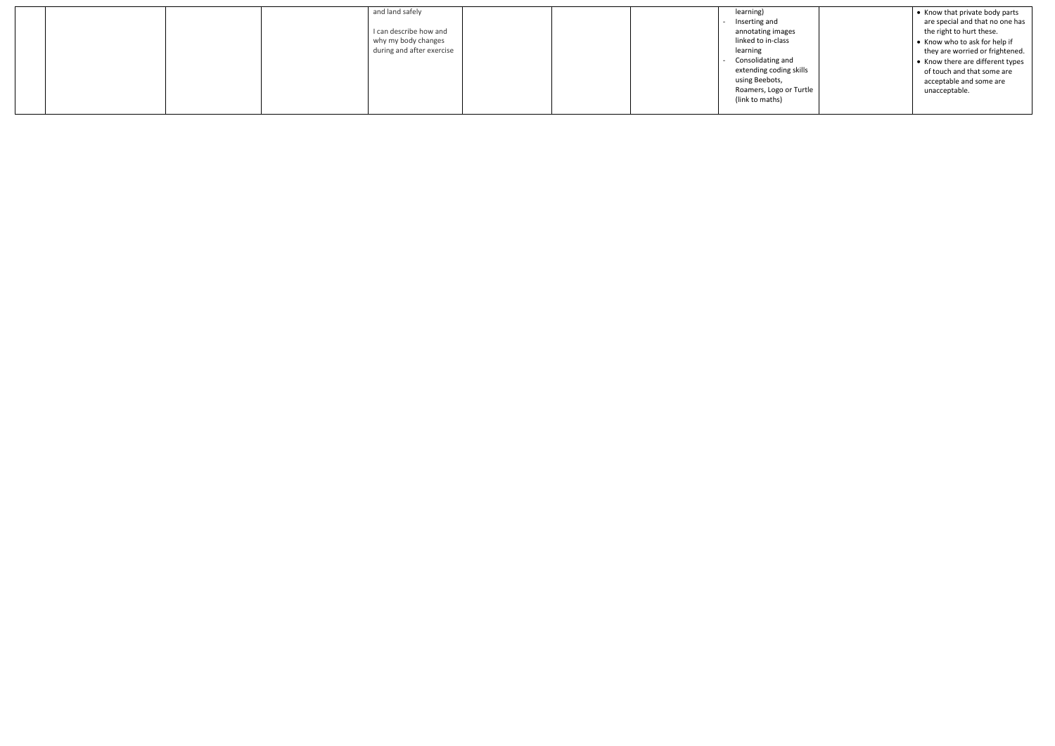| | | | | | | | | | | |
|---|---|---|---|---|---|---|---|---|---|---|
| | | | | and land safely<br><br>I can describe how and why my body changes during and after exercise | | | | learning)<br>- Inserting and annotating images linked to in-class learning<br>- Consolidating and extending coding skills using Beebots, Roamers, Logo or Turtle (link to maths) | | • Know that private body parts are special and that no one has the right to hurt these.<br>• Know who to ask for help if they are worried or frightened.<br>• Know there are different types of touch and that some are acceptable and some are unacceptable. |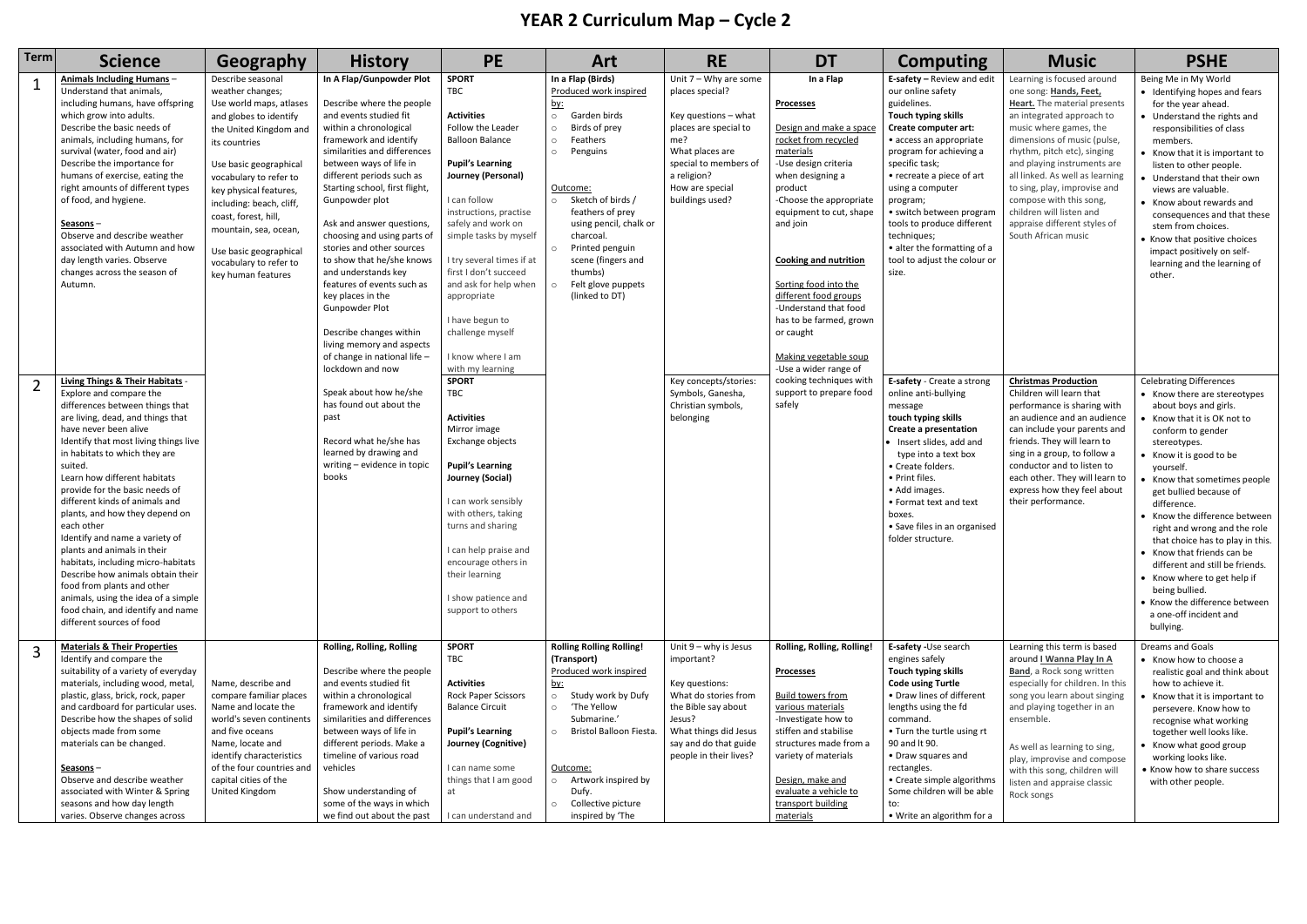# YEAR 2 Curriculum Map – Cycle 2

| Term | Science | Geography | History | PE | Art | RE | DT | Computing | Music | PSHE |
|---|---|---|---|---|---|---|---|---|---|---|
| 1 | **Animals Including Humans** – Understand that animals, including humans, have offspring which grow into adults. Describe the basic needs of animals, including humans, for survival (water, food and air) Describe the importance for humans of exercise, eating the right amounts of different types of food, and hygiene. **Seasons** – Observe and describe weather associated with Autumn and how day length varies. Observe changes across the season of Autumn. | Describe seasonal weather changes; Use world maps, atlases and globes to identify the United Kingdom and its countries Use basic geographical vocabulary to refer to key physical features, including: beach, cliff, coast, forest, hill, mountain, sea, ocean, Use basic geographical vocabulary to refer to key human features | **In A Flap/Gunpowder Plot** Describe where the people and events studied fit within a chronological framework and identify similarities and differences between ways of life in different periods such as Starting school, first flight, Gunpowder plot Ask and answer questions, choosing and using parts of stories and other sources to show that he/she knows and understands key features of events such as key places in the Gunpowder Plot Describe changes within living memory and aspects of change in national life – lockdown and now | **SPORT** TBC **Activities** Follow the Leader Balloon Balance **Pupil's Learning Journey (Personal)** I can follow instructions, practise safely and work on simple tasks by myself I try several times if at first I don't succeed and ask for help when appropriate I have begun to challenge myself I know where I am with my learning | **In a Flap (Birds)** Produced work inspired by: ○ Garden birds ○ Birds of prey ○ Feathers ○ Penguins Outcome: ○ Sketch of birds / feathers of prey using pencil, chalk or charcoal. ○ Printed penguin scene (fingers and thumbs) ○ Felt glove puppets (linked to DT) | Unit 7 – Why are some places special? Key questions – what places are special to me? What places are special to members of a religion? How are special buildings used? | **In a Flap** **Processes** Design and make a space rocket from recycled materials -Use design criteria when designing a product -Choose the appropriate equipment to cut, shape and join **Cooking and nutrition** Sorting food into the different food groups -Understand that food has to be farmed, grown or caught Making vegetable soup -Use a wider range of cooking techniques with support to prepare food safely | **E-safety** – Review and edit our online safety guidelines. **Touch typing skills** **Create computer art:** • access an appropriate program for achieving a specific task; • recreate a piece of art using a computer program; • switch between program tools to produce different techniques; • alter the formatting of a tool to adjust the colour or size. | Learning is focused around one song: **Hands, Feet, Heart.** The material presents an integrated approach to music where games, the dimensions of music (pulse, rhythm, pitch etc), singing and playing instruments are all linked. As well as learning to sing, play, improvise and compose with this song, children will listen and appraise different styles of South African music | Being Me in My World • Identifying hopes and fears for the year ahead. • Understand the rights and responsibilities of class members. • Know that it is important to listen to other people. • Understand that their own views are valuable. • Know about rewards and consequences and that these stem from choices. • Know that positive choices impact positively on self-learning and the learning of other. |
| 2 | **Living Things & Their Habitats** - Explore and compare the differences between things that are living, dead, and things that have never been alive Identify that most living things live in habitats to which they are suited. Learn how different habitats provide for the basic needs of different kinds of animals and plants, and how they depend on each other Identify and name a variety of plants and animals in their habitats, including micro-habitats Describe how animals obtain their food from plants and other animals, using the idea of a simple food chain, and identify and name different sources of food | | Speak about how he/she has found out about the past Record what he/she has learned by drawing and writing – evidence in topic books | **SPORT** TBC **Activities** Mirror image Exchange objects **Pupil's Learning Journey (Social)** I can work sensibly with others, taking turns and sharing I can help praise and encourage others in their learning I show patience and support to others | | Key concepts/stories: Symbols, Ganesha, Christian symbols, belonging | | **E-safety** - Create a strong online anti-bullying message **touch typing skills** **Create a presentation** • Insert slides, add and type into a text box • Create folders. • Print files. • Add images. • Format text and text boxes. • Save files in an organised folder structure. | **Christmas Production** Children will learn that performance is sharing with an audience and an audience can include your parents and friends. They will learn to sing in a group, to follow a conductor and to listen to each other. They will learn to express how they feel about their performance. | Celebrating Differences • Know there are stereotypes about boys and girls. • Know that it is OK not to conform to gender stereotypes. • Know it is good to be yourself. • Know that sometimes people get bullied because of difference. • Know the difference between right and wrong and the role that choice has to play in this. • Know that friends can be different and still be friends. • Know where to get help if being bullied. • Know the difference between a one-off incident and bullying. |
| 3 | **Materials & Their Properties** Identify and compare the suitability of a variety of everyday materials, including wood, metal, plastic, glass, brick, rock, paper and cardboard for particular uses. Describe how the shapes of solid objects made from some materials can be changed. **Seasons** – Observe and describe weather associated with Winter & Spring seasons and how day length varies. Observe changes across | Name, describe and compare familiar places Name and locate the world's seven continents and five oceans Name, locate and identify characteristics of the four countries and capital cities of the United Kingdom | **Rolling, Rolling, Rolling** Describe where the people and events studied fit within a chronological framework and identify similarities and differences between ways of life in different periods. Make a timeline of various road vehicles Show understanding of some of the ways in which we find out about the past | **SPORT** TBC **Activities** Rock Paper Scissors Balance Circuit **Pupil's Learning Journey (Cognitive)** I can name some things that I am good at I can understand and | **Rolling Rolling Rolling! (Transport)** Produced work inspired by: ○ Study work by Dufy ○ 'The Yellow Submarine.' ○ Bristol Balloon Fiesta. Outcome: ○ Artwork inspired by Dufy. ○ Collective picture inspired by 'The | Unit 9 – why is Jesus important? Key questions: What do stories from the Bible say about Jesus? What things did Jesus say and do that guide people in their lives? | **Rolling, Rolling, Rolling!** **Processes** Build towers from various materials -Investigate how to stiffen and stabilise structures made from a variety of materials Design, make and evaluate a vehicle to transport building materials | **E-safety** -Use search engines safely **Touch typing skills** **Code using Turtle** • Draw lines of different lengths using the fd command. • Turn the turtle using rt 90 and lt 90. • Draw squares and rectangles. • Create simple algorithms Some children will be able to: • Write an algorithm for a | Learning this term is based around **I Wanna Play In A Band**, a Rock song written especially for children. In this song you learn about singing and playing together in an ensemble. As well as learning to sing, play, improvise and compose with this song, children will listen and appraise classic Rock songs | Dreams and Goals • Know how to choose a realistic goal and think about how to achieve it. • Know that it is important to persevere. Know how to recognise what working together well looks like. • Know what good group working looks like. • Know how to share success with other people. |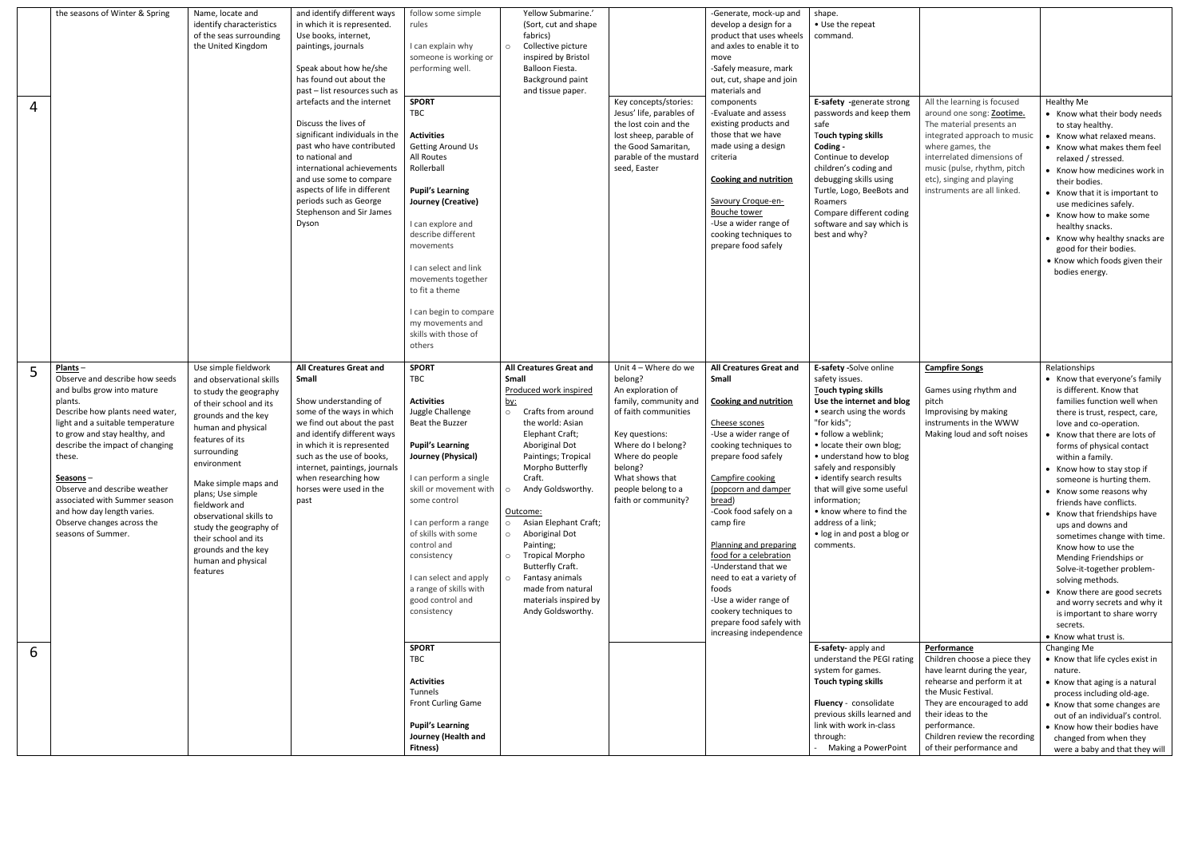|   | | | | | | | | | | |
|---|---|---|---|---|---|---|---|---|---|---|
|   | the seasons of Winter & Spring | Name, locate and identify characteristics of the seas surrounding the United Kingdom | and identify different ways in which it is represented. Use books, internet, paintings, journals<br><br>Speak about how he/she has found out about the past – list resources such as artefacts and the internet<br><br>Discuss the lives of significant individuals in the past who have contributed to national and international achievements and use some to compare aspects of life in different periods such as George Stephenson and Sir James Dyson | follow some simple rules<br><br>I can explain why someone is working or performing well. | Yellow Submarine.' (Sort, cut and shape fabrics)<br>○ Collective picture inspired by Bristol Balloon Fiesta. Background paint and tissue paper. | | -Generate, mock-up and develop a design for a product that uses wheels and axles to enable it to move<br>-Safely measure, mark out, cut, shape and join materials and components | shape.<br>• Use the repeat command. | | |
| 4 | | | | **SPORT**<br>TBC<br><br>**Activities**<br>Getting Around Us<br>All Routes<br>Rollerball<br><br>**Pupil's Learning Journey (Creative)**<br><br>I can explore and describe different movements<br><br>I can select and link movements together to fit a theme<br><br>I can begin to compare my movements and skills with those of others | | Key concepts/stories: Jesus' life, parables of the lost coin and the lost sheep, parable of the Good Samaritan, parable of the mustard seed, Easter | -Evaluate and assess existing products and those that we have made using a design criteria<br><br>**Cooking and nutrition**<br><br>Savoury Croque-en-Bouche tower<br>-Use a wider range of cooking techniques to prepare food safely | **E-safety** -generate strong passwords and keep them safe<br>**Touch typing skills**<br>**Coding -**<br>Continue to develop children's coding and debugging skills using Turtle, Logo, BeeBots and Roamers<br>Compare different coding software and say which is best and why? | All the learning is focused around one song: **Zootime.** The material presents an integrated approach to music where games, the interrelated dimensions of music (pulse, rhythm, pitch etc), singing and playing instruments are all linked. | Healthy Me<br>• Know what their body needs to stay healthy.<br>• Know what relaxed means.<br>• Know what makes them feel relaxed / stressed.<br>• Know how medicines work in their bodies.<br>• Know that it is important to use medicines safely.<br>• Know how to make some healthy snacks.<br>• Know why healthy snacks are good for their bodies.<br>• Know which foods given their bodies energy. |
| 5 | **Plants** –<br>Observe and describe how seeds and bulbs grow into mature plants.<br>Describe how plants need water, light and a suitable temperature to grow and stay healthy, and describe the impact of changing these.<br><br>**Seasons** –<br>Observe and describe weather associated with Summer season and how day length varies.<br>Observe changes across the seasons of Summer. | Use simple fieldwork and observational skills to study the geography of their school and its grounds and the key human and physical features of its surrounding environment<br><br>Make simple maps and plans; Use simple fieldwork and observational skills to study the geography of their school and its grounds and the key human and physical features | **All Creatures Great and Small**<br><br>Show understanding of some of the ways in which we find out about the past and identify different ways in which it is represented such as the use of books, internet, paintings, journals when researching how horses were used in the past | **SPORT**<br>TBC<br><br>**Activities**<br>Juggle Challenge<br>Beat the Buzzer<br><br>**Pupil's Learning Journey (Physical)**<br><br>I can perform a single skill or movement with some control<br><br>I can perform a range of skills with some control and consistency<br><br>I can select and apply a range of skills with good control and consistency | **All Creatures Great and Small**<br>Produced work inspired by:<br>○ Crafts from around the world: Asian Elephant Craft; Aboriginal Dot Paintings; Tropical Morpho Butterfly Craft.<br>○ Andy Goldsworthy.<br><br>Outcome:<br>○ Asian Elephant Craft;<br>○ Aboriginal Dot Painting;<br>○ Tropical Morpho Butterfly Craft.<br>○ Fantasy animals made from natural materials inspired by Andy Goldsworthy. | Unit 4 – Where do we belong?<br>An exploration of family, community and of faith communities<br><br>Key questions:<br>Where do I belong?<br>Where do people belong?<br>What shows that people belong to a faith or community? | **All Creatures Great and Small**<br><br>**Cooking and nutrition**<br><br>Cheese scones<br>-Use a wider range of cooking techniques to prepare food safely<br><br>Campfire cooking (popcorn and damper bread)<br>-Cook food safely on a camp fire<br><br>Planning and preparing food for a celebration<br>-Understand that we need to eat a variety of foods<br>-Use a wider range of cookery techniques to prepare food safely with increasing independence | **E-safety** -Solve online safety issues.<br>**Touch typing skills**<br>**Use the internet and blog**<br>• search using the words "for kids";<br>• follow a weblink;<br>• locate their own blog;<br>• understand how to blog safely and responsibly<br>• identify search results that will give some useful information;<br>• know where to find the address of a link;<br>• log in and post a blog or comments. | **Campfire Songs**<br><br>Games using rhythm and pitch<br>Improvising by making instruments in the WWW<br>Making loud and soft noises | Relationships<br>• Know that everyone's family is different. Know that families function well when there is trust, respect, care, love and co-operation.<br>• Know that there are lots of forms of physical contact within a family.<br>• Know how to stay stop if someone is hurting them.<br>• Know some reasons why friends have conflicts.<br>• Know that friendships have ups and downs and sometimes change with time. Know how to use the Mending Friendships or Solve-it-together problem-solving methods.<br>• Know there are good secrets and worry secrets and why it is important to share worry secrets.<br>• Know what trust is. |
| 6 | | | | **SPORT**<br>TBC<br><br>**Activities**<br>Tunnels<br>Front Curling Game<br><br>**Pupil's Learning Journey (Health and Fitness)** | | | | **E-safety**- apply and understand the PEGI rating system for games.<br>**Touch typing skills**<br><br>**Fluency** - consolidate previous skills learned and link with work in-class through:<br>- Making a PowerPoint | **Performance**<br>Children choose a piece they have learnt during the year, rehearse and perform it at the Music Festival.<br>They are encouraged to add their ideas to the performance.<br>Children review the recording of their performance and | Changing Me<br>• Know that life cycles exist in nature.<br>• Know that aging is a natural process including old-age.<br>• Know that some changes are out of an individual's control.<br>• Know how their bodies have changed from when they were a baby and that they will |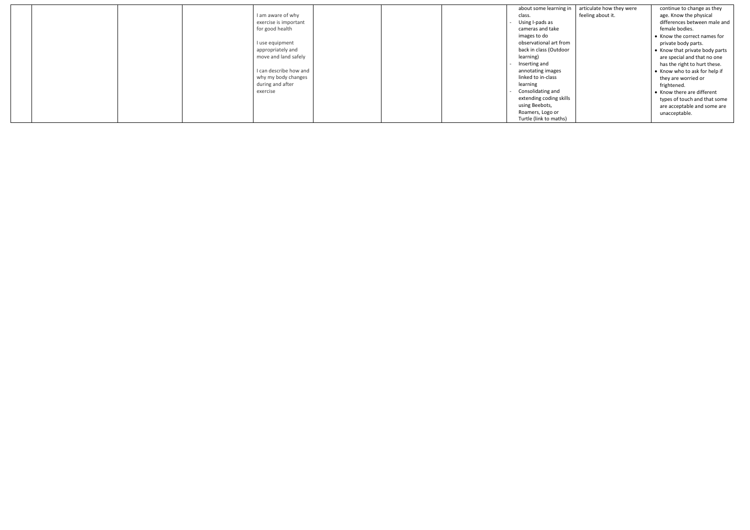| | | | | | | | | | | |
|---|---|---|---|---|---|---|---|---|---|---|
| | | | | I am aware of why exercise is important for good health<br><br>I use equipment appropriately and move and land safely<br><br>I can describe how and why my body changes during and after exercise | | | | about some learning in class.<br>- Using I-pads as cameras and take images to do observational art from back in class (Outdoor learning)<br>- Inserting and annotating images linked to in-class learning<br>- Consolidating and extending coding skills using Beebots, Roamers, Logo or Turtle (link to maths) | articulate how they were feeling about it. | continue to change as they age. Know the physical differences between male and female bodies.<br>• Know the correct names for private body parts.<br>• Know that private body parts are special and that no one has the right to hurt these.<br>• Know who to ask for help if they are worried or frightened.<br>• Know there are different types of touch and that some are acceptable and some are unacceptable. |